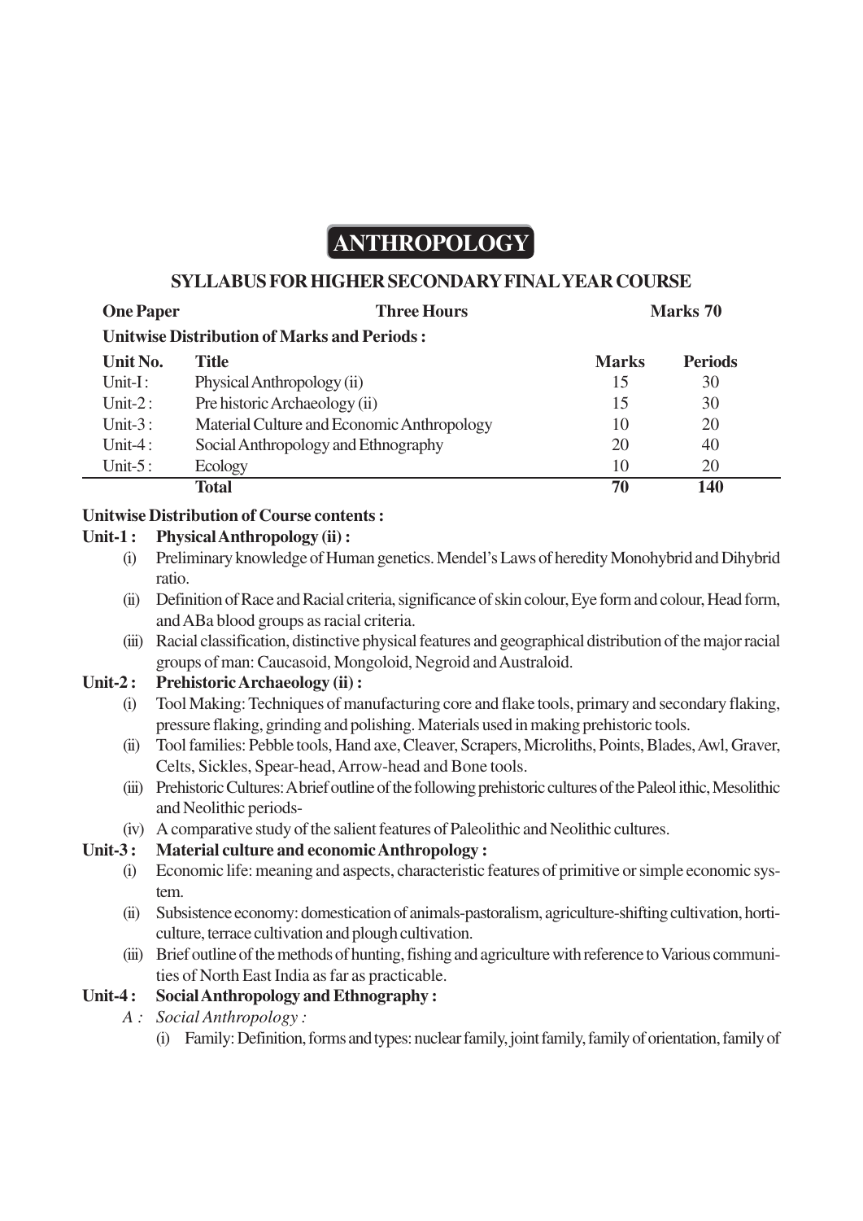# ANTHROPOLOGY

## SYLLABUS FOR HIGHER SECONDARY FINAL YEAR COURSE

**One Paper** | **Three Hours** | **Marks 70**

**Unitwise Distribution of Marks and Periods :**

| Unit No. | Title | Marks | Periods |
|---|---|---|---|
| Unit-I : | Physical Anthropology (ii) | 15 | 30 |
| Unit-2 : | Pre historic Archaeology (ii) | 15 | 30 |
| Unit-3 : | Material Culture and Economic Anthropology | 10 | 20 |
| Unit-4 : | Social Anthropology and Ethnography | 20 | 40 |
| Unit-5 : | Ecology | 10 | 20 |
| | **Total** | **70** | **140** |

**Unitwise Distribution of Course contents :**

**Unit-1 : Physical Anthropology (ii) :**

(i) Preliminary knowledge of Human genetics. Mendel's Laws of heredity Monohybrid and Dihybrid ratio.

(ii) Definition of Race and Racial criteria, significance of skin colour, Eye form and colour, Head form, and ABa blood groups as racial criteria.

(iii) Racial classification, distinctive physical features and geographical distribution of the major racial groups of man: Caucasoid, Mongoloid, Negroid and Australoid.

**Unit-2 : Prehistoric Archaeology (ii) :**

(i) Tool Making: Techniques of manufacturing core and flake tools, primary and secondary flaking, pressure flaking, grinding and polishing. Materials used in making prehistoric tools.

(ii) Tool families: Pebble tools, Hand axe, Cleaver, Scrapers, Microliths, Points, Blades, Awl, Graver, Celts, Sickles, Spear-head, Arrow-head and Bone tools.

(iii) Prehistoric Cultures: A brief outline of the following prehistoric cultures of the Paleol ithic, Mesolithic and Neolithic periods-

(iv) A comparative study of the salient features of Paleolithic and Neolithic cultures.

**Unit-3 : Material culture and economic Anthropology :**

(i) Economic life: meaning and aspects, characteristic features of primitive or simple economic system.

(ii) Subsistence economy: domestication of animals-pastoralism, agriculture-shifting cultivation, horticulture, terrace cultivation and plough cultivation.

(iii) Brief outline of the methods of hunting, fishing and agriculture with reference to Various communities of North East India as far as practicable.

**Unit-4 : Social Anthropology and Ethnography :**

*A : Social Anthropology :*

(i) Family: Definition, forms and types: nuclear family, joint family, family of orientation, family of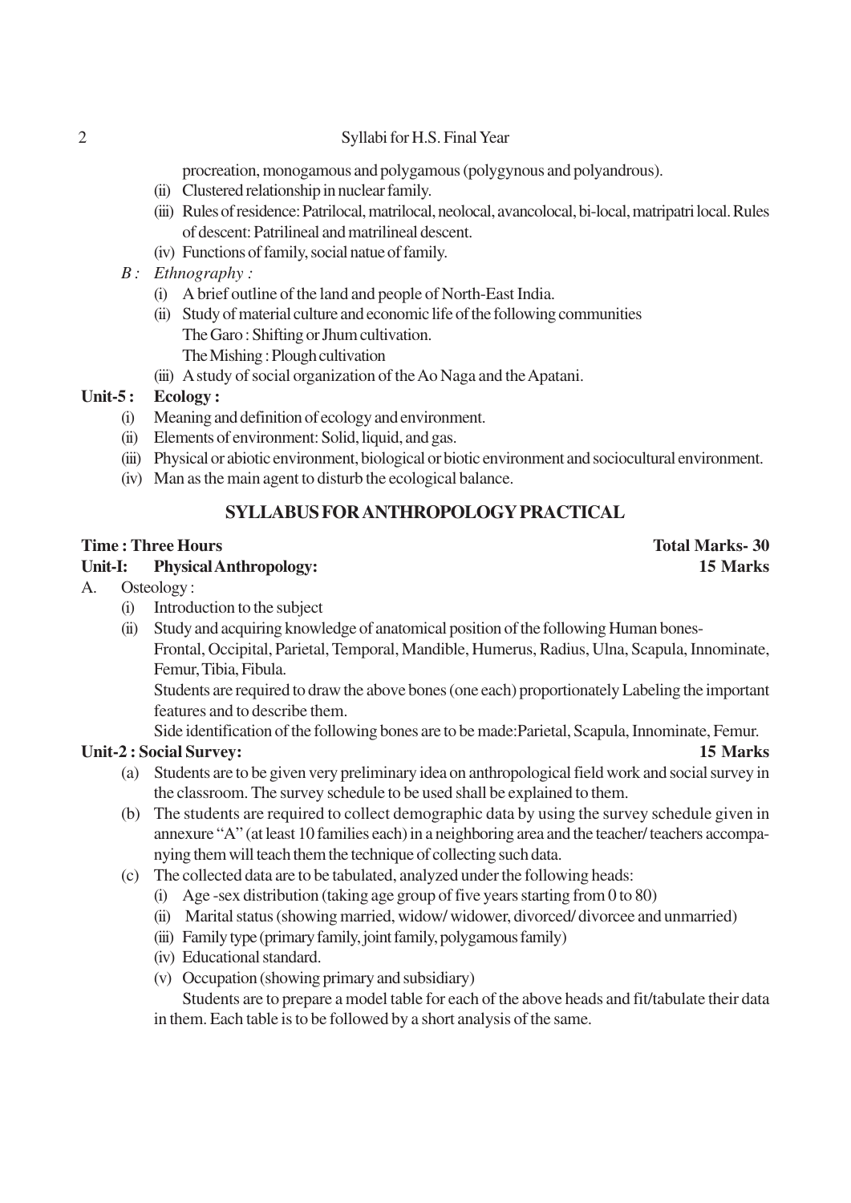procreation, monogamous and polygamous (polygynous and polyandrous).

(ii) Clustered relationship in nuclear family.

(iii) Rules of residence: Patrilocal, matrilocal, neolocal, avancolocal, bi-local, matripatri local. Rules of descent: Patrilineal and matrilineal descent.

(iv) Functions of family, social natue of family.

*B : Ethnography :*

(i) A brief outline of the land and people of North-East India.

(ii) Study of material culture and economic life of the following communities
The Garo : Shifting or Jhum cultivation.
The Mishing : Plough cultivation

(iii) A study of social organization of the Ao Naga and the Apatani.

**Unit-5 : Ecology :**

(i) Meaning and definition of ecology and environment.

(ii) Elements of environment: Solid, liquid, and gas.

(iii) Physical or abiotic environment, biological or biotic environment and sociocultural environment.

(iv) Man as the main agent to disturb the ecological balance.

## SYLLABUS FOR ANTHROPOLOGY PRACTICAL

**Time : Three Hours** **Total Marks- 30**

**Unit-I: Physical Anthropology:** **15 Marks**

A. Osteology :

(i) Introduction to the subject

(ii) Study and acquiring knowledge of anatomical position of the following Human bones-
Frontal, Occipital, Parietal, Temporal, Mandible, Humerus, Radius, Ulna, Scapula, Innominate, Femur, Tibia, Fibula.
Students are required to draw the above bones (one each) proportionately Labeling the important features and to describe them.
Side identification of the following bones are to be made:Parietal, Scapula, Innominate, Femur.

**Unit-2 : Social Survey:** **15 Marks**

(a) Students are to be given very preliminary idea on anthropological field work and social survey in the classroom. The survey schedule to be used shall be explained to them.

(b) The students are required to collect demographic data by using the survey schedule given in annexure "A" (at least 10 families each) in a neighboring area and the teacher/ teachers accompanying them will teach them the technique of collecting such data.

(c) The collected data are to be tabulated, analyzed under the following heads:

(i) Age -sex distribution (taking age group of five years starting from 0 to 80)

(ii) Marital status (showing married, widow/ widower, divorced/ divorcee and unmarried)

(iii) Family type (primary family, joint family, polygamous family)

(iv) Educational standard.

(v) Occupation (showing primary and subsidiary)

Students are to prepare a model table for each of the above heads and fit/tabulate their data in them. Each table is to be followed by a short analysis of the same.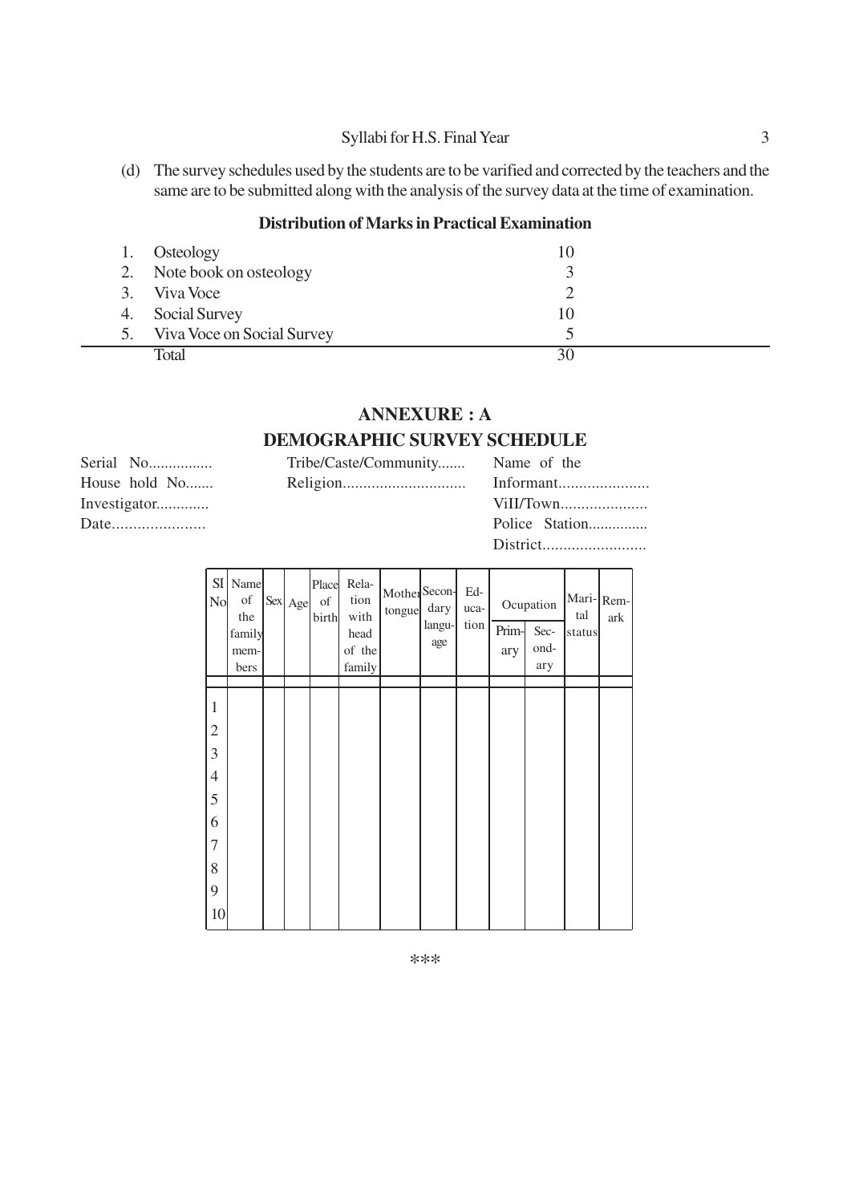(d) The survey schedules used by the students are to be varified and corrected by the teachers and the same are to be submitted along with the analysis of the survey data at the time of examination.

**Distribution of Marks in Practical Examination**

| | | |
|---|---|---|
| 1. | Osteology | 10 |
| 2. | Note book on osteology | 3 |
| 3. | Viva Voce | 2 |
| 4. | Social Survey | 10 |
| 5. | Viva Voce on Social Survey | 5 |
| | Total | 30 |

## ANNEXURE : A

## DEMOGRAPHIC SURVEY SCHEDULE

Serial No................

House hold No.......

Investigator.............

Date......................

Tribe/Caste/Community.......

Religion..............................

Name of the Informant......................

ViII/Town.....................

Police Station...............

District.........................

| SI No | Name of the family members | Sex | Age | Place of birth | Relation with head of the family | Mother tongue | Secondary language | Education | Ocupation | | Marital status | Remark |
|---|---|---|---|---|---|---|---|---|---|---|---|---|
| | | | | | | | | | Primary | Secondary | | |
| 1 | | | | | | | | | | | | |
| 2 | | | | | | | | | | | | |
| 3 | | | | | | | | | | | | |
| 4 | | | | | | | | | | | | |
| 5 | | | | | | | | | | | | |
| 6 | | | | | | | | | | | | |
| 7 | | | | | | | | | | | | |
| 8 | | | | | | | | | | | | |
| 9 | | | | | | | | | | | | |
| 10 | | | | | | | | | | | | |

***